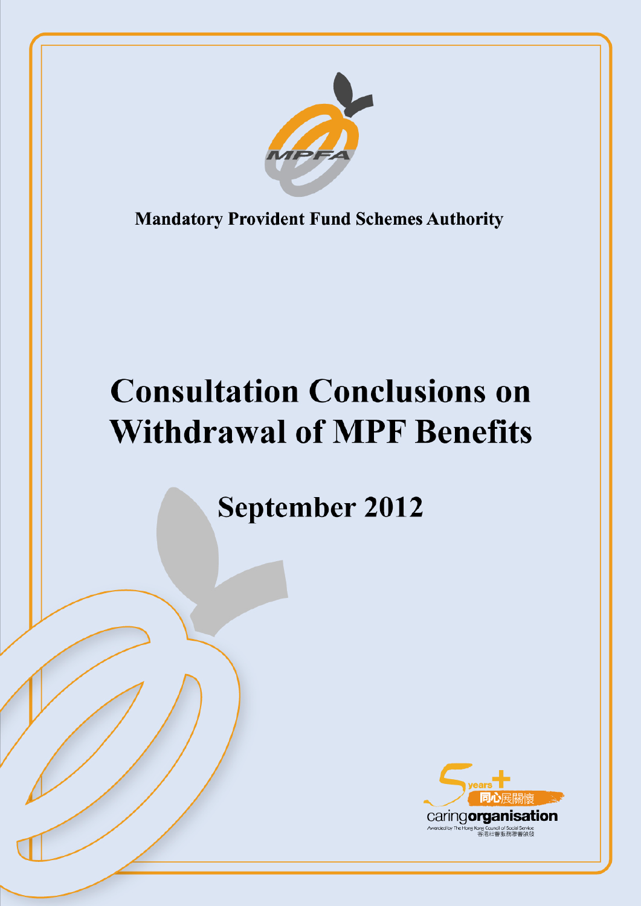Mandatory Provident Fund Schemes Authority

# Consultation Conclusions on Withdrawal of MPF Benefits

## September 2012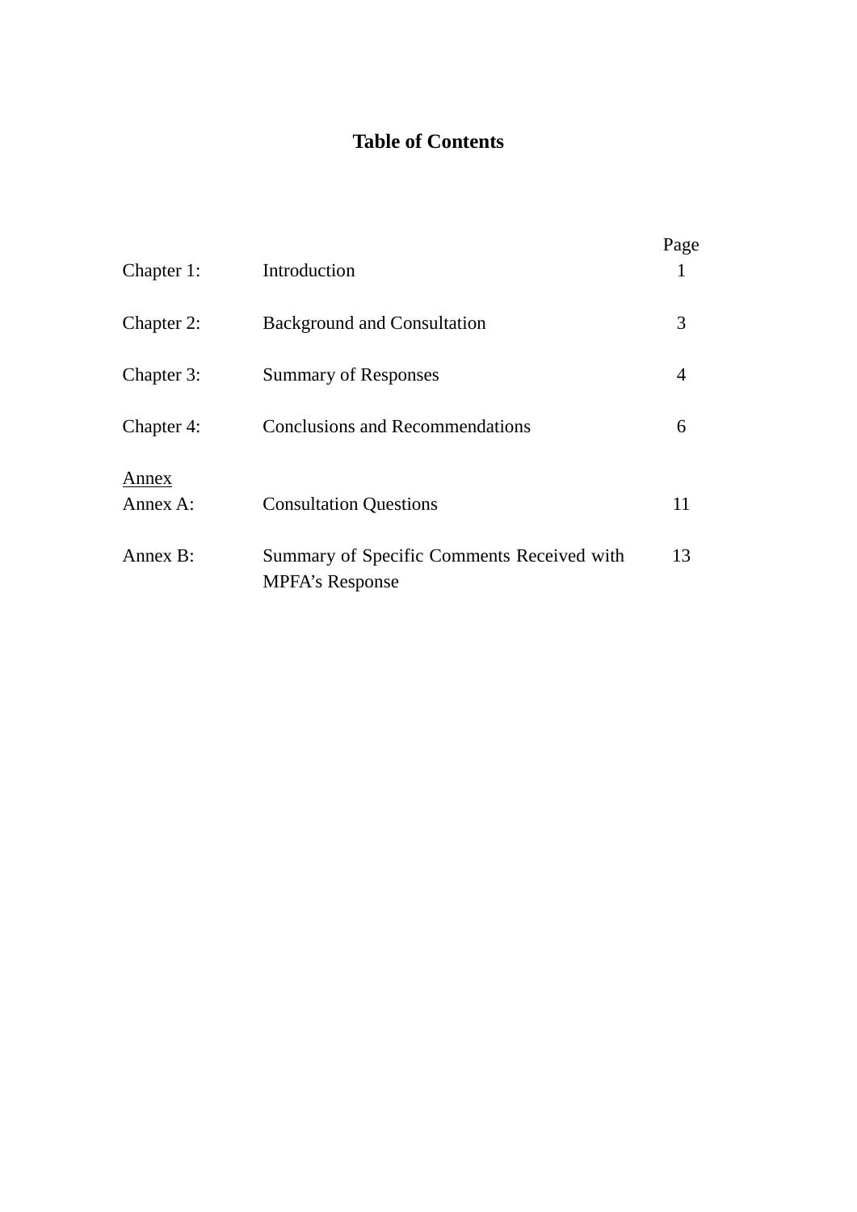# Table of Contents

| | | Page |
|---|---|---|
| Chapter 1: | Introduction | 1 |
| Chapter 2: | Background and Consultation | 3 |
| Chapter 3: | Summary of Responses | 4 |
| Chapter 4: | Conclusions and Recommendations | 6 |
| Annex | | |
| Annex A: | Consultation Questions | 11 |
| Annex B: | Summary of Specific Comments Received with MPFA's Response | 13 |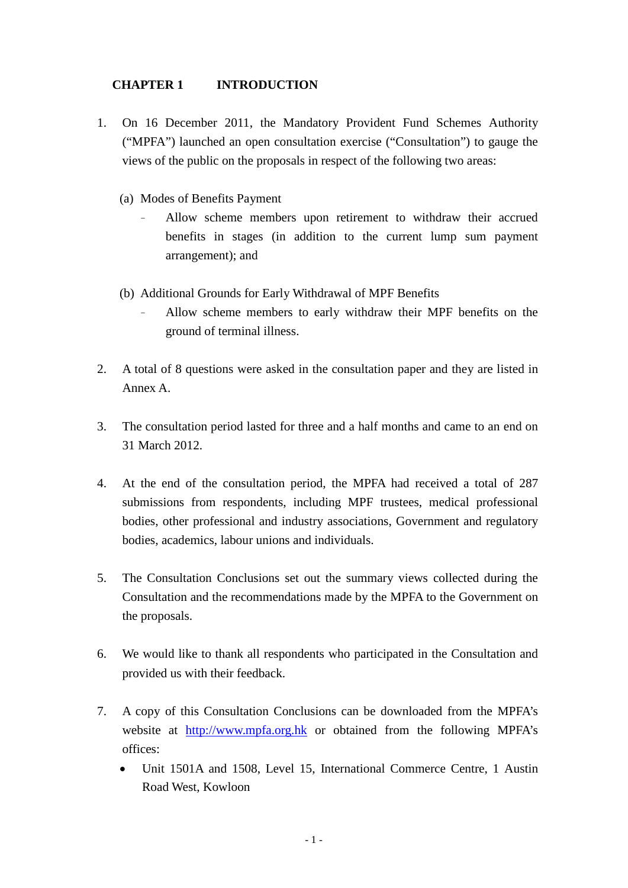# CHAPTER 1 INTRODUCTION

1. On 16 December 2011, the Mandatory Provident Fund Schemes Authority ("MPFA") launched an open consultation exercise ("Consultation") to gauge the views of the public on the proposals in respect of the following two areas:

   (a) Modes of Benefits Payment
      - Allow scheme members upon retirement to withdraw their accrued benefits in stages (in addition to the current lump sum payment arrangement); and

   (b) Additional Grounds for Early Withdrawal of MPF Benefits
      - Allow scheme members to early withdraw their MPF benefits on the ground of terminal illness.

2. A total of 8 questions were asked in the consultation paper and they are listed in Annex A.

3. The consultation period lasted for three and a half months and came to an end on 31 March 2012.

4. At the end of the consultation period, the MPFA had received a total of 287 submissions from respondents, including MPF trustees, medical professional bodies, other professional and industry associations, Government and regulatory bodies, academics, labour unions and individuals.

5. The Consultation Conclusions set out the summary views collected during the Consultation and the recommendations made by the MPFA to the Government on the proposals.

6. We would like to thank all respondents who participated in the Consultation and provided us with their feedback.

7. A copy of this Consultation Conclusions can be downloaded from the MPFA's website at http://www.mpfa.org.hk or obtained from the following MPFA's offices:
   - Unit 1501A and 1508, Level 15, International Commerce Centre, 1 Austin Road West, Kowloon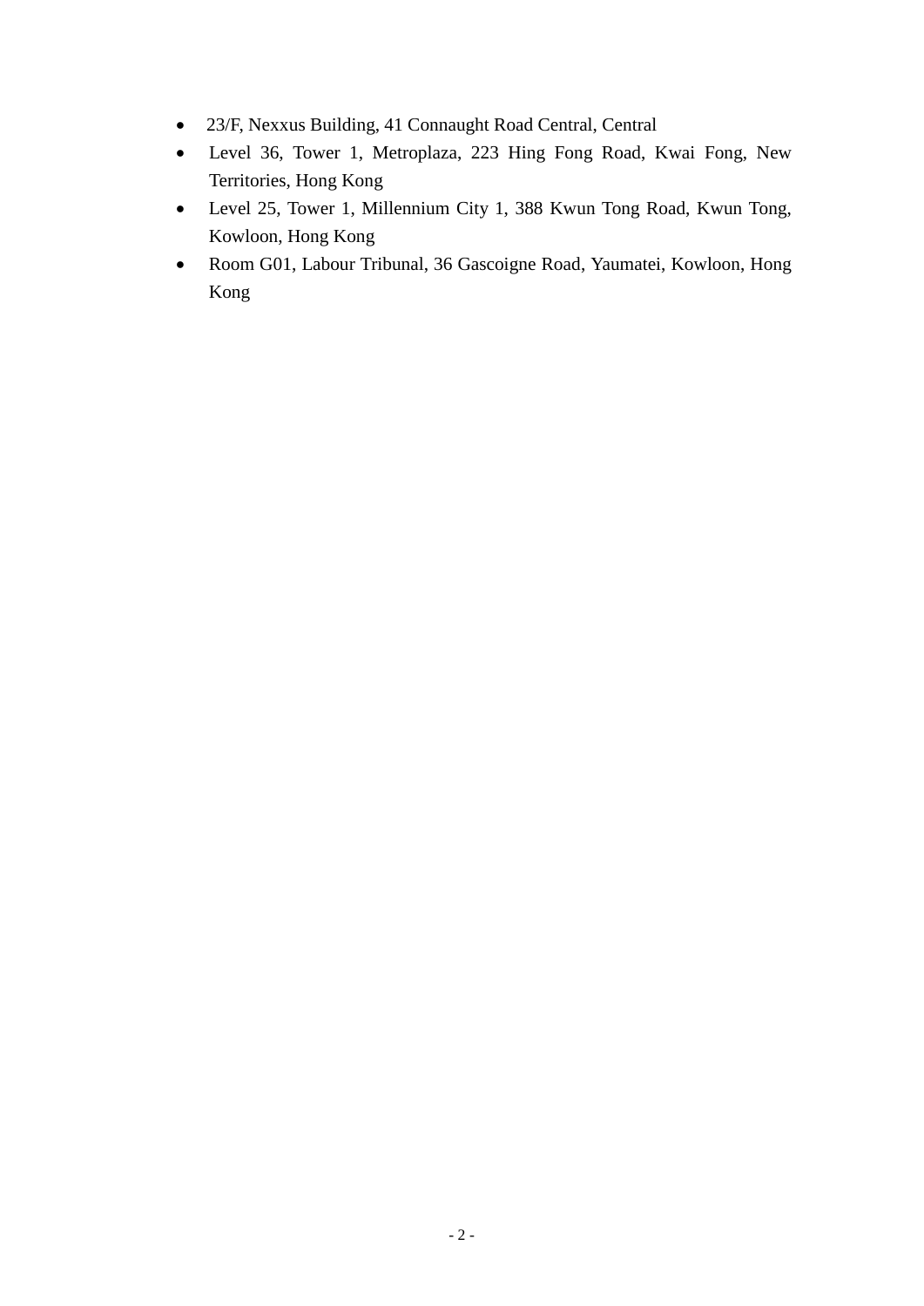- 23/F, Nexxus Building, 41 Connaught Road Central, Central
- Level 36, Tower 1, Metroplaza, 223 Hing Fong Road, Kwai Fong, New Territories, Hong Kong
- Level 25, Tower 1, Millennium City 1, 388 Kwun Tong Road, Kwun Tong, Kowloon, Hong Kong
- Room G01, Labour Tribunal, 36 Gascoigne Road, Yaumatei, Kowloon, Hong Kong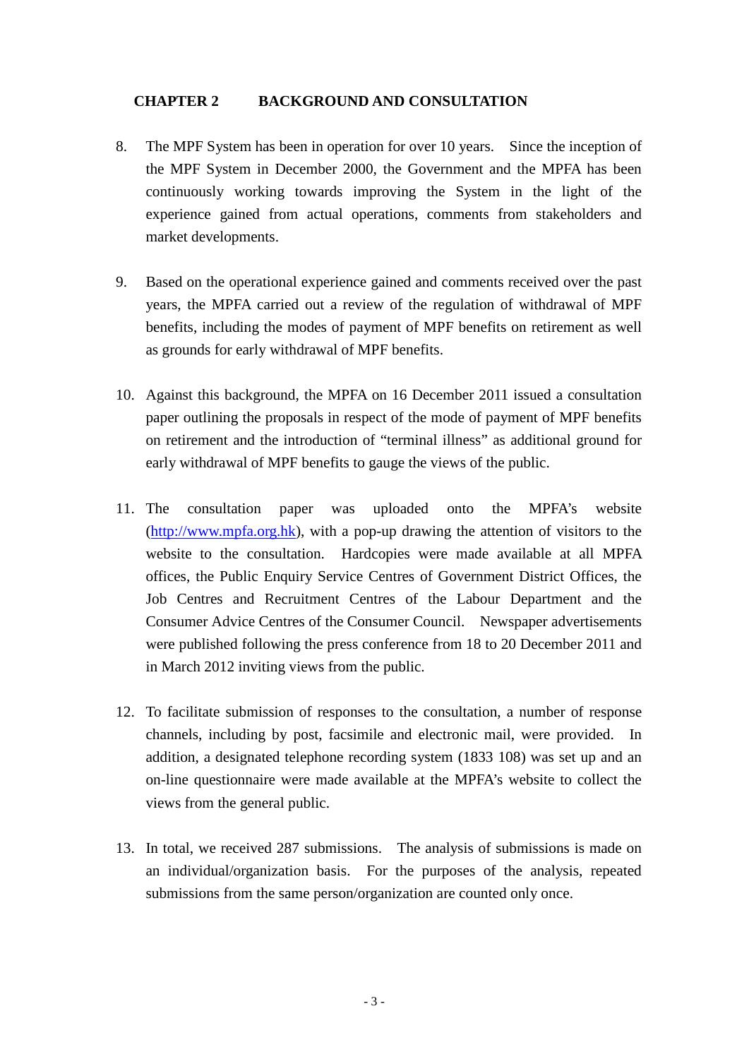## CHAPTER 2 BACKGROUND AND CONSULTATION

8. The MPF System has been in operation for over 10 years. Since the inception of the MPF System in December 2000, the Government and the MPFA has been continuously working towards improving the System in the light of the experience gained from actual operations, comments from stakeholders and market developments.

9. Based on the operational experience gained and comments received over the past years, the MPFA carried out a review of the regulation of withdrawal of MPF benefits, including the modes of payment of MPF benefits on retirement as well as grounds for early withdrawal of MPF benefits.

10. Against this background, the MPFA on 16 December 2011 issued a consultation paper outlining the proposals in respect of the mode of payment of MPF benefits on retirement and the introduction of "terminal illness" as additional ground for early withdrawal of MPF benefits to gauge the views of the public.

11. The consultation paper was uploaded onto the MPFA's website (http://www.mpfa.org.hk), with a pop-up drawing the attention of visitors to the website to the consultation. Hardcopies were made available at all MPFA offices, the Public Enquiry Service Centres of Government District Offices, the Job Centres and Recruitment Centres of the Labour Department and the Consumer Advice Centres of the Consumer Council. Newspaper advertisements were published following the press conference from 18 to 20 December 2011 and in March 2012 inviting views from the public.

12. To facilitate submission of responses to the consultation, a number of response channels, including by post, facsimile and electronic mail, were provided. In addition, a designated telephone recording system (1833 108) was set up and an on-line questionnaire were made available at the MPFA's website to collect the views from the general public.

13. In total, we received 287 submissions. The analysis of submissions is made on an individual/organization basis. For the purposes of the analysis, repeated submissions from the same person/organization are counted only once.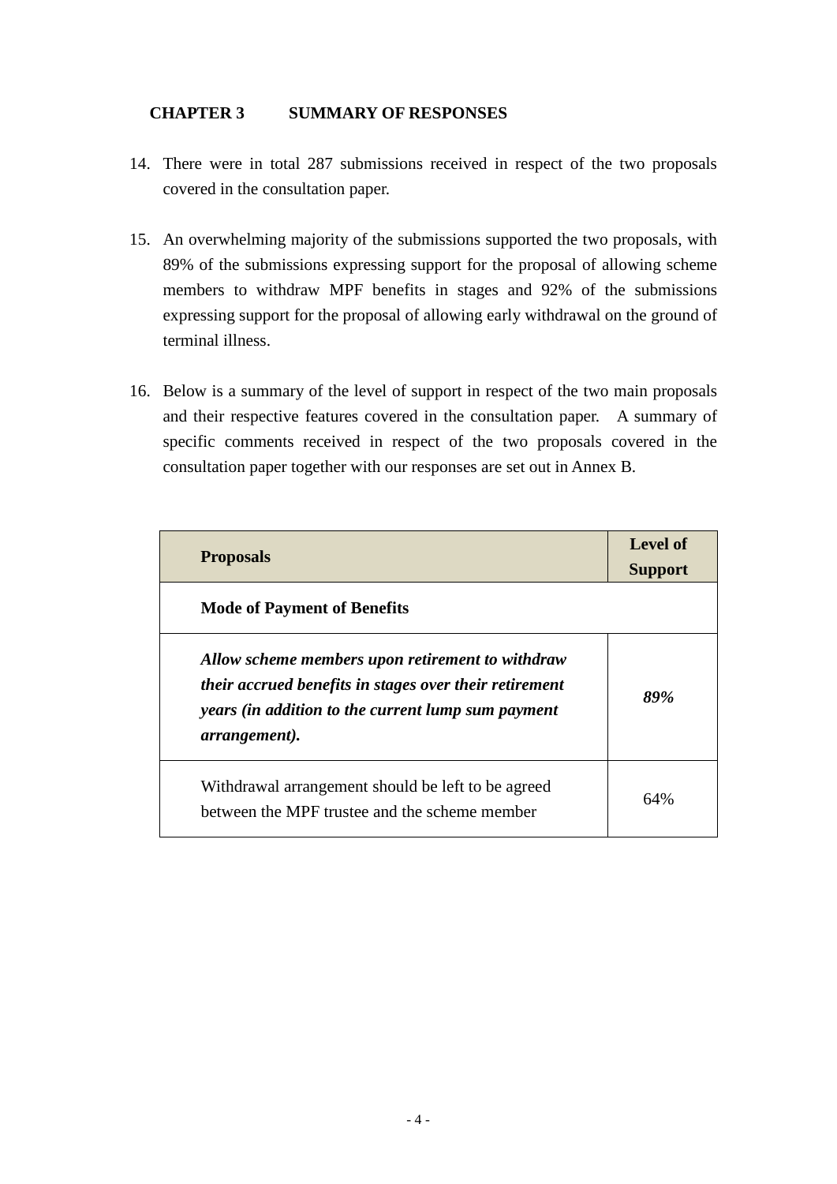## CHAPTER 3 SUMMARY OF RESPONSES

14. There were in total 287 submissions received in respect of the two proposals covered in the consultation paper.

15. An overwhelming majority of the submissions supported the two proposals, with 89% of the submissions expressing support for the proposal of allowing scheme members to withdraw MPF benefits in stages and 92% of the submissions expressing support for the proposal of allowing early withdrawal on the ground of terminal illness.

16. Below is a summary of the level of support in respect of the two main proposals and their respective features covered in the consultation paper. A summary of specific comments received in respect of the two proposals covered in the consultation paper together with our responses are set out in Annex B.

| **Proposals** | **Level of Support** |
| --- | --- |
| **Mode of Payment of Benefits** | |
| ***Allow scheme members upon retirement to withdraw their accrued benefits in stages over their retirement years (in addition to the current lump sum payment arrangement).*** | ***89%*** |
| Withdrawal arrangement should be left to be agreed between the MPF trustee and the scheme member | 64% |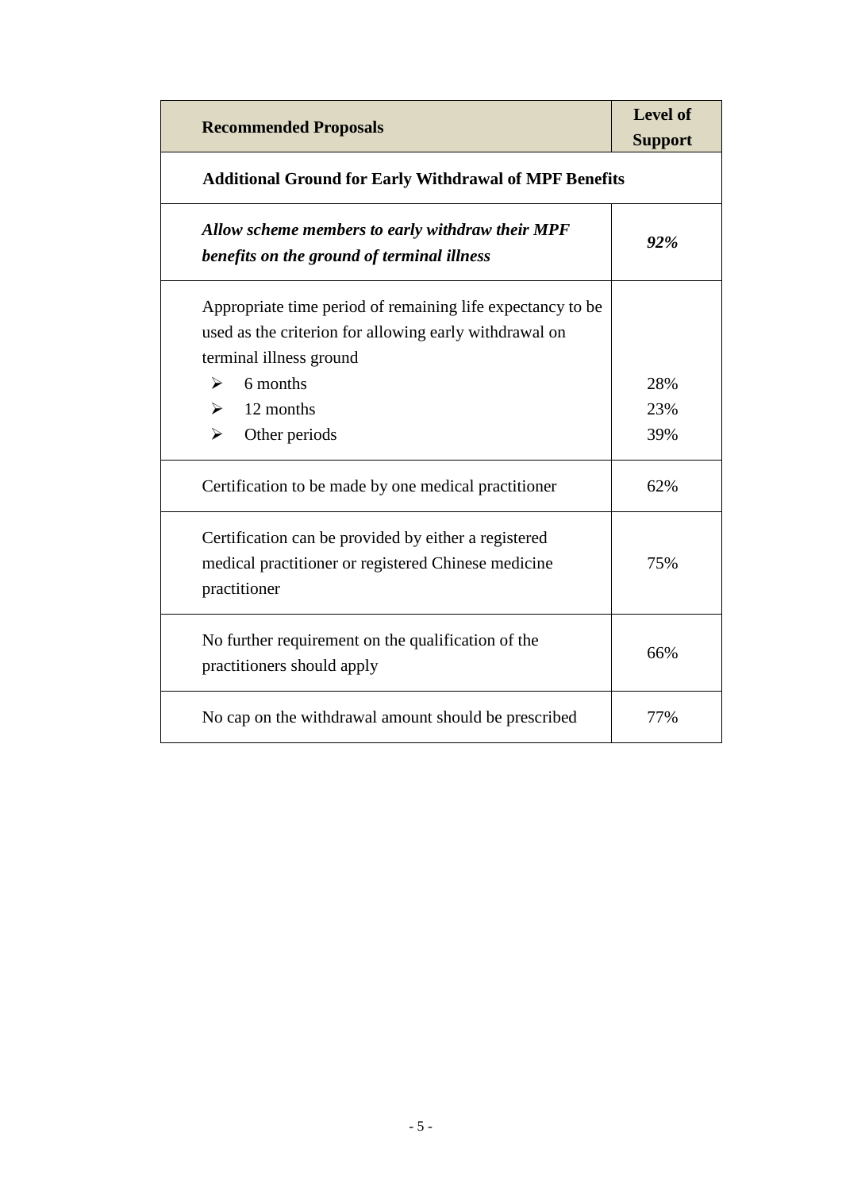| **Recommended Proposals** | **Level of Support** |
|---|---|
| **Additional Ground for Early Withdrawal of MPF Benefits** | |
| ***Allow scheme members to early withdraw their MPF benefits on the ground of terminal illness*** | ***92%*** |
| Appropriate time period of remaining life expectancy to be used as the criterion for allowing early withdrawal on terminal illness ground<br>➢ 6 months<br>➢ 12 months<br>➢ Other periods | <br><br><br>28%<br>23%<br>39% |
| Certification to be made by one medical practitioner | 62% |
| Certification can be provided by either a registered medical practitioner or registered Chinese medicine practitioner | 75% |
| No further requirement on the qualification of the practitioners should apply | 66% |
| No cap on the withdrawal amount should be prescribed | 77% |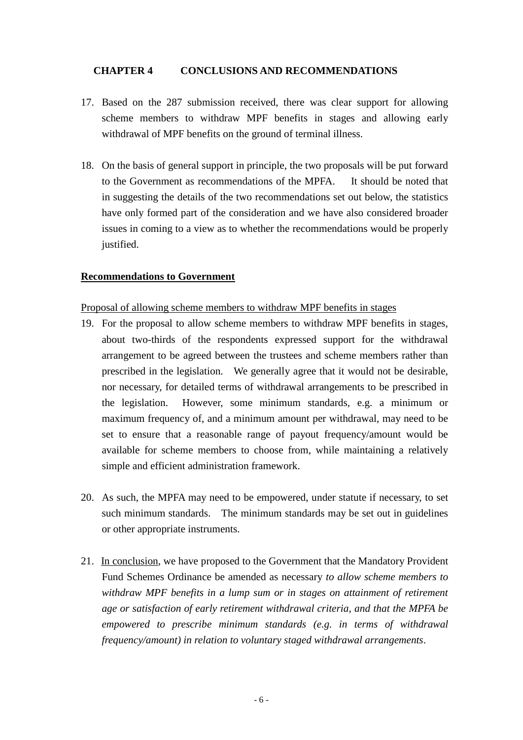## CHAPTER 4 CONCLUSIONS AND RECOMMENDATIONS

17. Based on the 287 submission received, there was clear support for allowing scheme members to withdraw MPF benefits in stages and allowing early withdrawal of MPF benefits on the ground of terminal illness.

18. On the basis of general support in principle, the two proposals will be put forward to the Government as recommendations of the MPFA. It should be noted that in suggesting the details of the two recommendations set out below, the statistics have only formed part of the consideration and we have also considered broader issues in coming to a view as to whether the recommendations would be properly justified.

### Recommendations to Government

Proposal of allowing scheme members to withdraw MPF benefits in stages

19. For the proposal to allow scheme members to withdraw MPF benefits in stages, about two-thirds of the respondents expressed support for the withdrawal arrangement to be agreed between the trustees and scheme members rather than prescribed in the legislation. We generally agree that it would not be desirable, nor necessary, for detailed terms of withdrawal arrangements to be prescribed in the legislation. However, some minimum standards, e.g. a minimum or maximum frequency of, and a minimum amount per withdrawal, may need to be set to ensure that a reasonable range of payout frequency/amount would be available for scheme members to choose from, while maintaining a relatively simple and efficient administration framework.

20. As such, the MPFA may need to be empowered, under statute if necessary, to set such minimum standards. The minimum standards may be set out in guidelines or other appropriate instruments.

21. In conclusion, we have proposed to the Government that the Mandatory Provident Fund Schemes Ordinance be amended as necessary *to allow scheme members to withdraw MPF benefits in a lump sum or in stages on attainment of retirement age or satisfaction of early retirement withdrawal criteria, and that the MPFA be empowered to prescribe minimum standards (e.g. in terms of withdrawal frequency/amount) in relation to voluntary staged withdrawal arrangements*.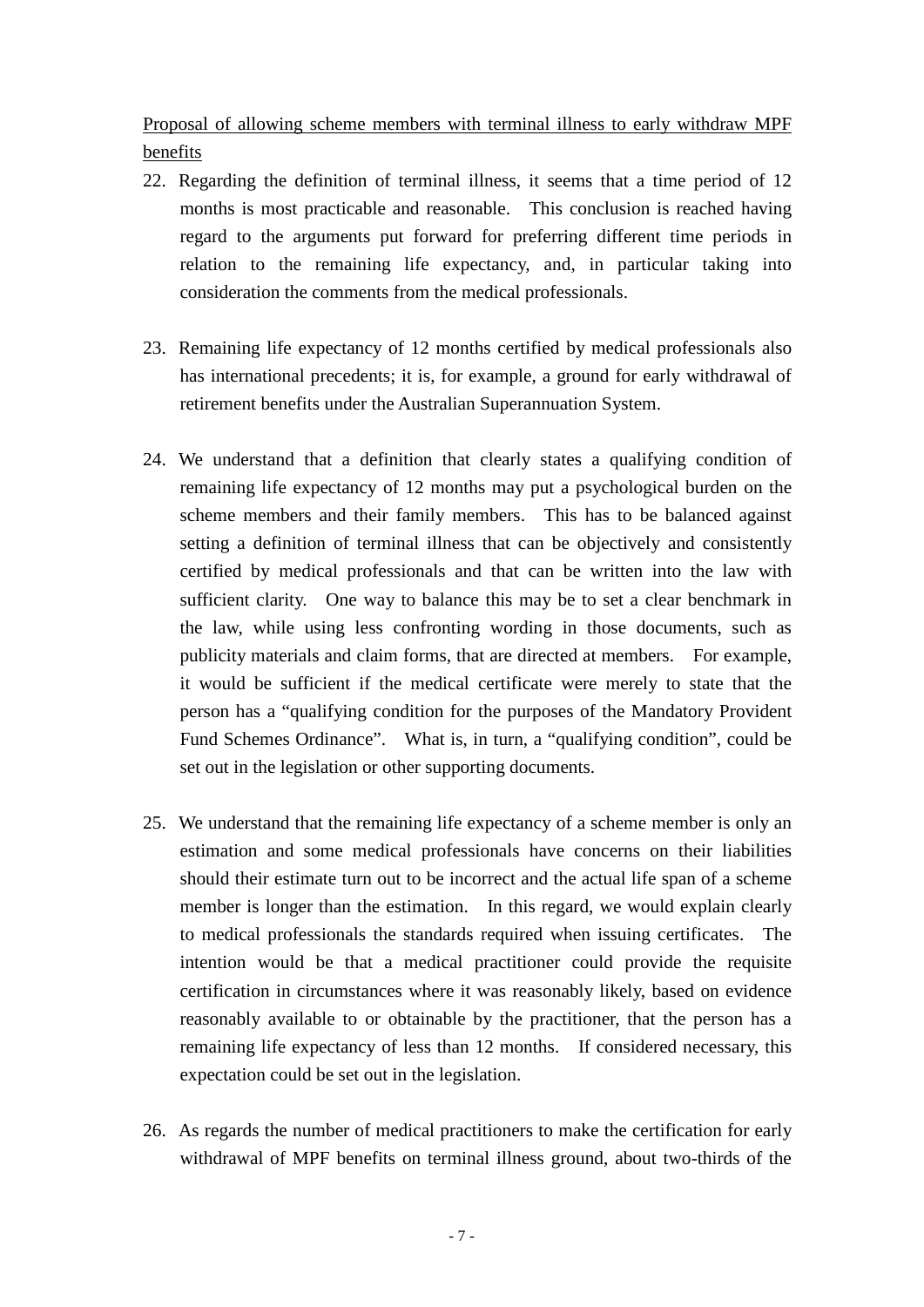Proposal of allowing scheme members with terminal illness to early withdraw MPF benefits

22. Regarding the definition of terminal illness, it seems that a time period of 12 months is most practicable and reasonable. This conclusion is reached having regard to the arguments put forward for preferring different time periods in relation to the remaining life expectancy, and, in particular taking into consideration the comments from the medical professionals.

23. Remaining life expectancy of 12 months certified by medical professionals also has international precedents; it is, for example, a ground for early withdrawal of retirement benefits under the Australian Superannuation System.

24. We understand that a definition that clearly states a qualifying condition of remaining life expectancy of 12 months may put a psychological burden on the scheme members and their family members. This has to be balanced against setting a definition of terminal illness that can be objectively and consistently certified by medical professionals and that can be written into the law with sufficient clarity. One way to balance this may be to set a clear benchmark in the law, while using less confronting wording in those documents, such as publicity materials and claim forms, that are directed at members. For example, it would be sufficient if the medical certificate were merely to state that the person has a "qualifying condition for the purposes of the Mandatory Provident Fund Schemes Ordinance". What is, in turn, a "qualifying condition", could be set out in the legislation or other supporting documents.

25. We understand that the remaining life expectancy of a scheme member is only an estimation and some medical professionals have concerns on their liabilities should their estimate turn out to be incorrect and the actual life span of a scheme member is longer than the estimation. In this regard, we would explain clearly to medical professionals the standards required when issuing certificates. The intention would be that a medical practitioner could provide the requisite certification in circumstances where it was reasonably likely, based on evidence reasonably available to or obtainable by the practitioner, that the person has a remaining life expectancy of less than 12 months. If considered necessary, this expectation could be set out in the legislation.

26. As regards the number of medical practitioners to make the certification for early withdrawal of MPF benefits on terminal illness ground, about two-thirds of the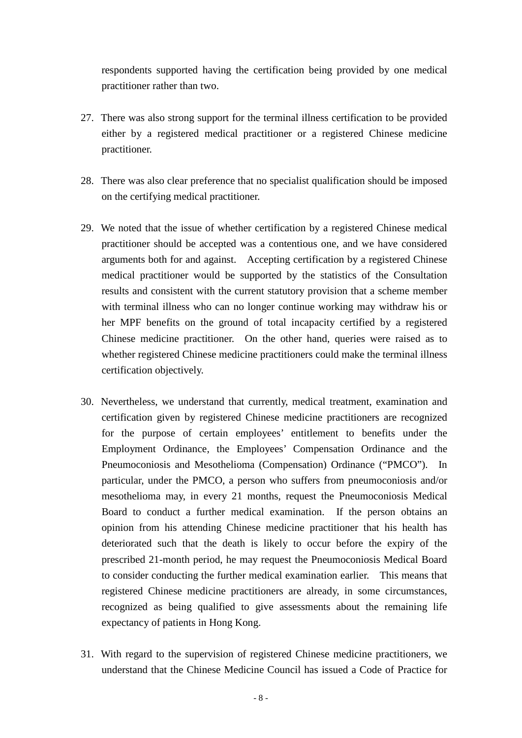respondents supported having the certification being provided by one medical practitioner rather than two.

27. There was also strong support for the terminal illness certification to be provided either by a registered medical practitioner or a registered Chinese medicine practitioner.

28. There was also clear preference that no specialist qualification should be imposed on the certifying medical practitioner.

29. We noted that the issue of whether certification by a registered Chinese medical practitioner should be accepted was a contentious one, and we have considered arguments both for and against. Accepting certification by a registered Chinese medical practitioner would be supported by the statistics of the Consultation results and consistent with the current statutory provision that a scheme member with terminal illness who can no longer continue working may withdraw his or her MPF benefits on the ground of total incapacity certified by a registered Chinese medicine practitioner. On the other hand, queries were raised as to whether registered Chinese medicine practitioners could make the terminal illness certification objectively.

30. Nevertheless, we understand that currently, medical treatment, examination and certification given by registered Chinese medicine practitioners are recognized for the purpose of certain employees' entitlement to benefits under the Employment Ordinance, the Employees' Compensation Ordinance and the Pneumoconiosis and Mesothelioma (Compensation) Ordinance ("PMCO"). In particular, under the PMCO, a person who suffers from pneumoconiosis and/or mesothelioma may, in every 21 months, request the Pneumoconiosis Medical Board to conduct a further medical examination. If the person obtains an opinion from his attending Chinese medicine practitioner that his health has deteriorated such that the death is likely to occur before the expiry of the prescribed 21-month period, he may request the Pneumoconiosis Medical Board to consider conducting the further medical examination earlier. This means that registered Chinese medicine practitioners are already, in some circumstances, recognized as being qualified to give assessments about the remaining life expectancy of patients in Hong Kong.

31. With regard to the supervision of registered Chinese medicine practitioners, we understand that the Chinese Medicine Council has issued a Code of Practice for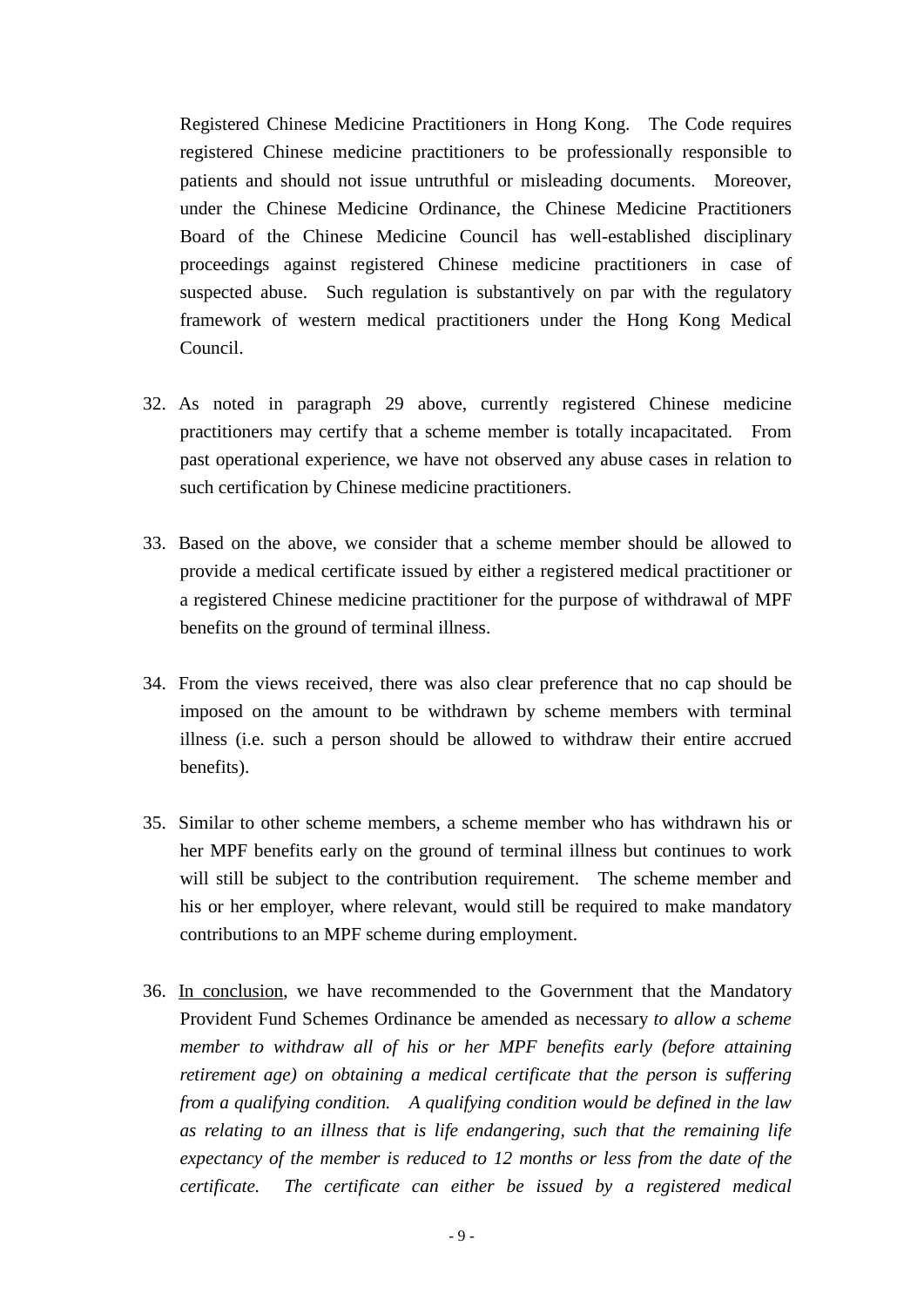Registered Chinese Medicine Practitioners in Hong Kong. The Code requires registered Chinese medicine practitioners to be professionally responsible to patients and should not issue untruthful or misleading documents. Moreover, under the Chinese Medicine Ordinance, the Chinese Medicine Practitioners Board of the Chinese Medicine Council has well-established disciplinary proceedings against registered Chinese medicine practitioners in case of suspected abuse. Such regulation is substantively on par with the regulatory framework of western medical practitioners under the Hong Kong Medical Council.

32. As noted in paragraph 29 above, currently registered Chinese medicine practitioners may certify that a scheme member is totally incapacitated. From past operational experience, we have not observed any abuse cases in relation to such certification by Chinese medicine practitioners.

33. Based on the above, we consider that a scheme member should be allowed to provide a medical certificate issued by either a registered medical practitioner or a registered Chinese medicine practitioner for the purpose of withdrawal of MPF benefits on the ground of terminal illness.

34. From the views received, there was also clear preference that no cap should be imposed on the amount to be withdrawn by scheme members with terminal illness (i.e. such a person should be allowed to withdraw their entire accrued benefits).

35. Similar to other scheme members, a scheme member who has withdrawn his or her MPF benefits early on the ground of terminal illness but continues to work will still be subject to the contribution requirement. The scheme member and his or her employer, where relevant, would still be required to make mandatory contributions to an MPF scheme during employment.

36. <u>In conclusion</u>, we have recommended to the Government that the Mandatory Provident Fund Schemes Ordinance be amended as necessary *to allow a scheme member to withdraw all of his or her MPF benefits early (before attaining retirement age) on obtaining a medical certificate that the person is suffering from a qualifying condition. A qualifying condition would be defined in the law as relating to an illness that is life endangering, such that the remaining life expectancy of the member is reduced to 12 months or less from the date of the certificate. The certificate can either be issued by a registered medical*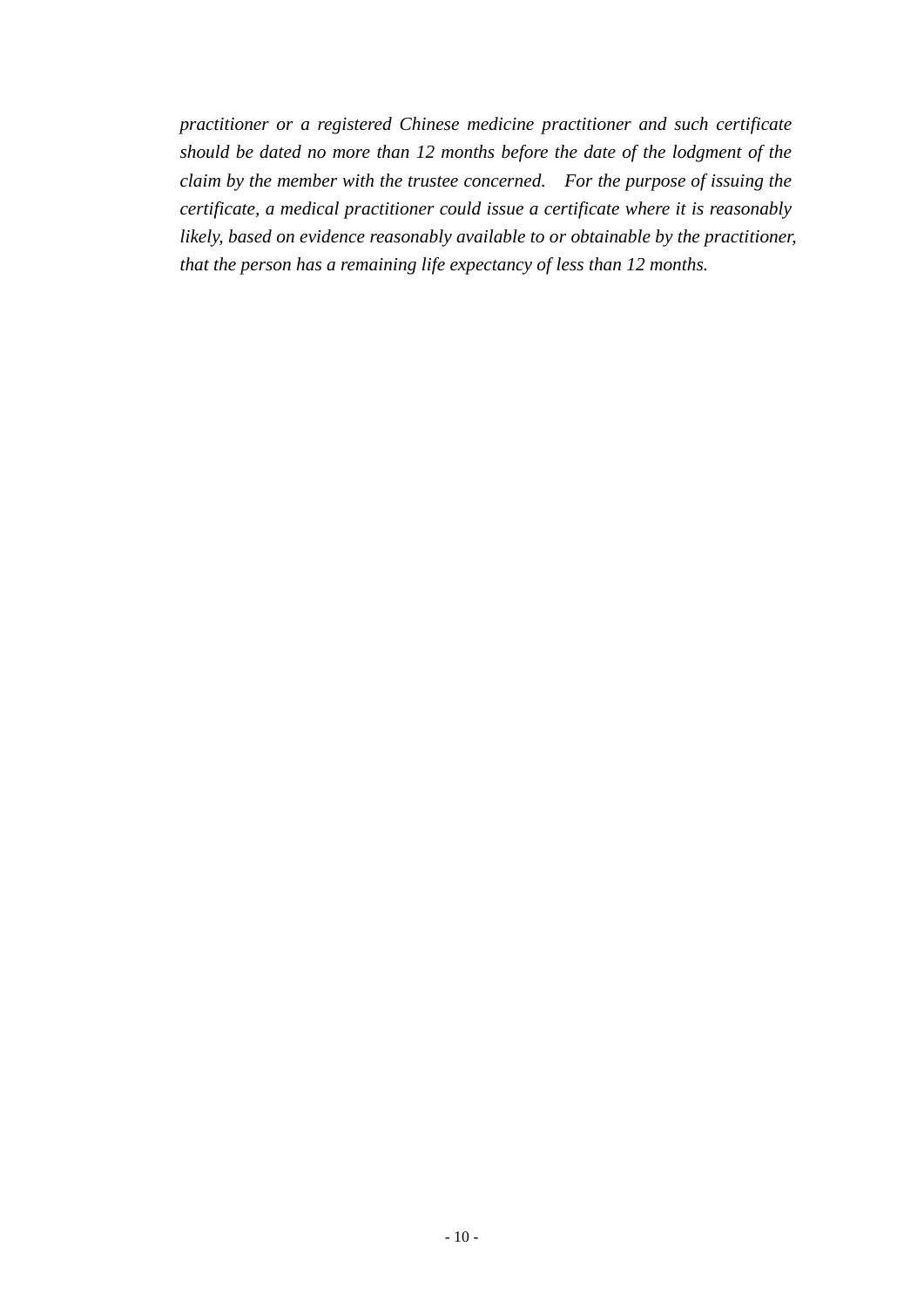*practitioner or a registered Chinese medicine practitioner and such certificate should be dated no more than 12 months before the date of the lodgment of the claim by the member with the trustee concerned. For the purpose of issuing the certificate, a medical practitioner could issue a certificate where it is reasonably likely, based on evidence reasonably available to or obtainable by the practitioner, that the person has a remaining life expectancy of less than 12 months.*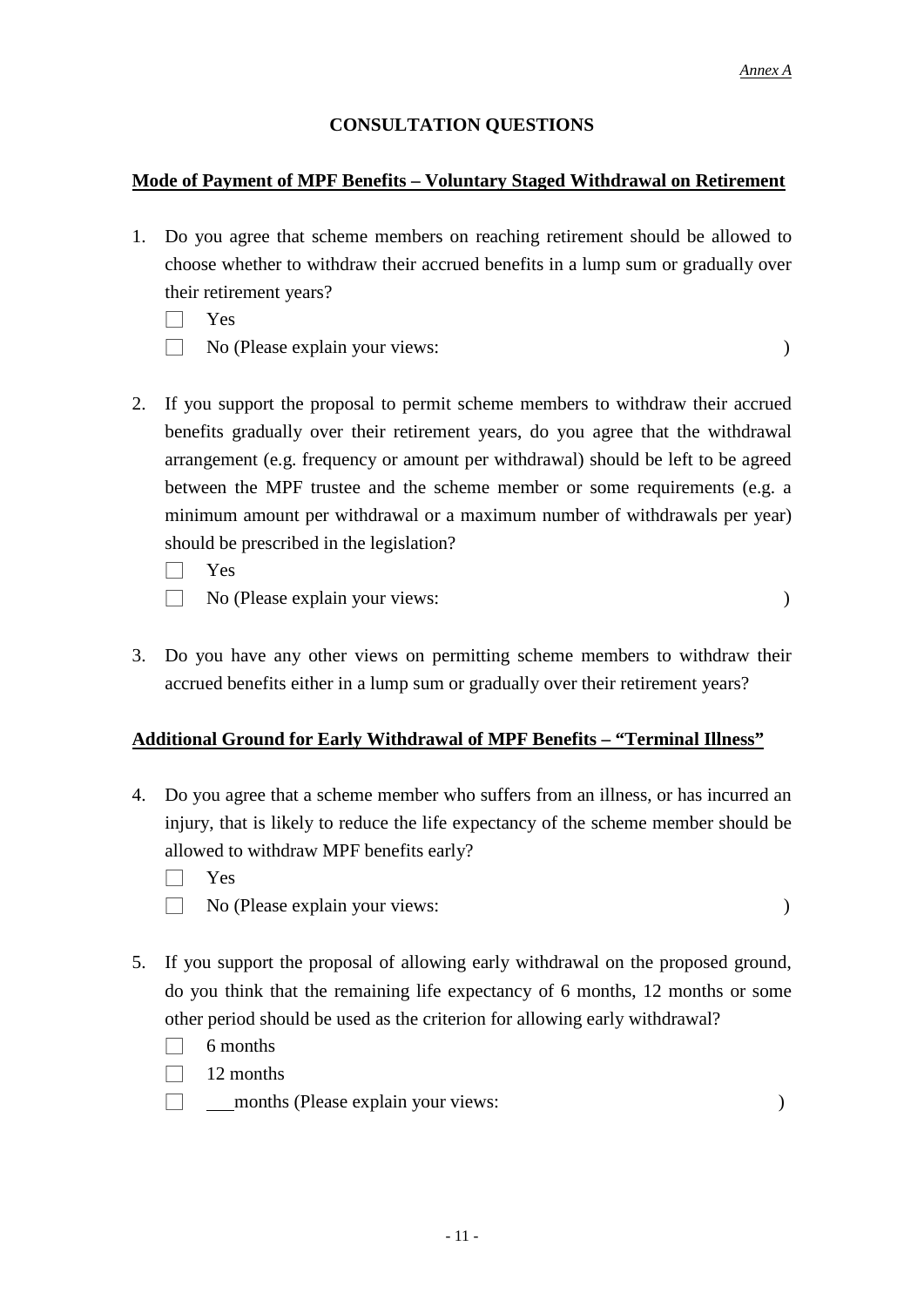*Annex A*

## CONSULTATION QUESTIONS

**Mode of Payment of MPF Benefits – Voluntary Staged Withdrawal on Retirement**

1. Do you agree that scheme members on reaching retirement should be allowed to choose whether to withdraw their accrued benefits in a lump sum or gradually over their retirement years?

   ☐ Yes

   ☐ No (Please explain your views: )

2. If you support the proposal to permit scheme members to withdraw their accrued benefits gradually over their retirement years, do you agree that the withdrawal arrangement (e.g. frequency or amount per withdrawal) should be left to be agreed between the MPF trustee and the scheme member or some requirements (e.g. a minimum amount per withdrawal or a maximum number of withdrawals per year) should be prescribed in the legislation?

   ☐ Yes

   ☐ No (Please explain your views: )

3. Do you have any other views on permitting scheme members to withdraw their accrued benefits either in a lump sum or gradually over their retirement years?

**Additional Ground for Early Withdrawal of MPF Benefits – "Terminal Illness"**

4. Do you agree that a scheme member who suffers from an illness, or has incurred an injury, that is likely to reduce the life expectancy of the scheme member should be allowed to withdraw MPF benefits early?

   ☐ Yes

   ☐ No (Please explain your views: )

5. If you support the proposal of allowing early withdrawal on the proposed ground, do you think that the remaining life expectancy of 6 months, 12 months or some other period should be used as the criterion for allowing early withdrawal?

   ☐ 6 months

   ☐ 12 months

   ☐ ___ months (Please explain your views: )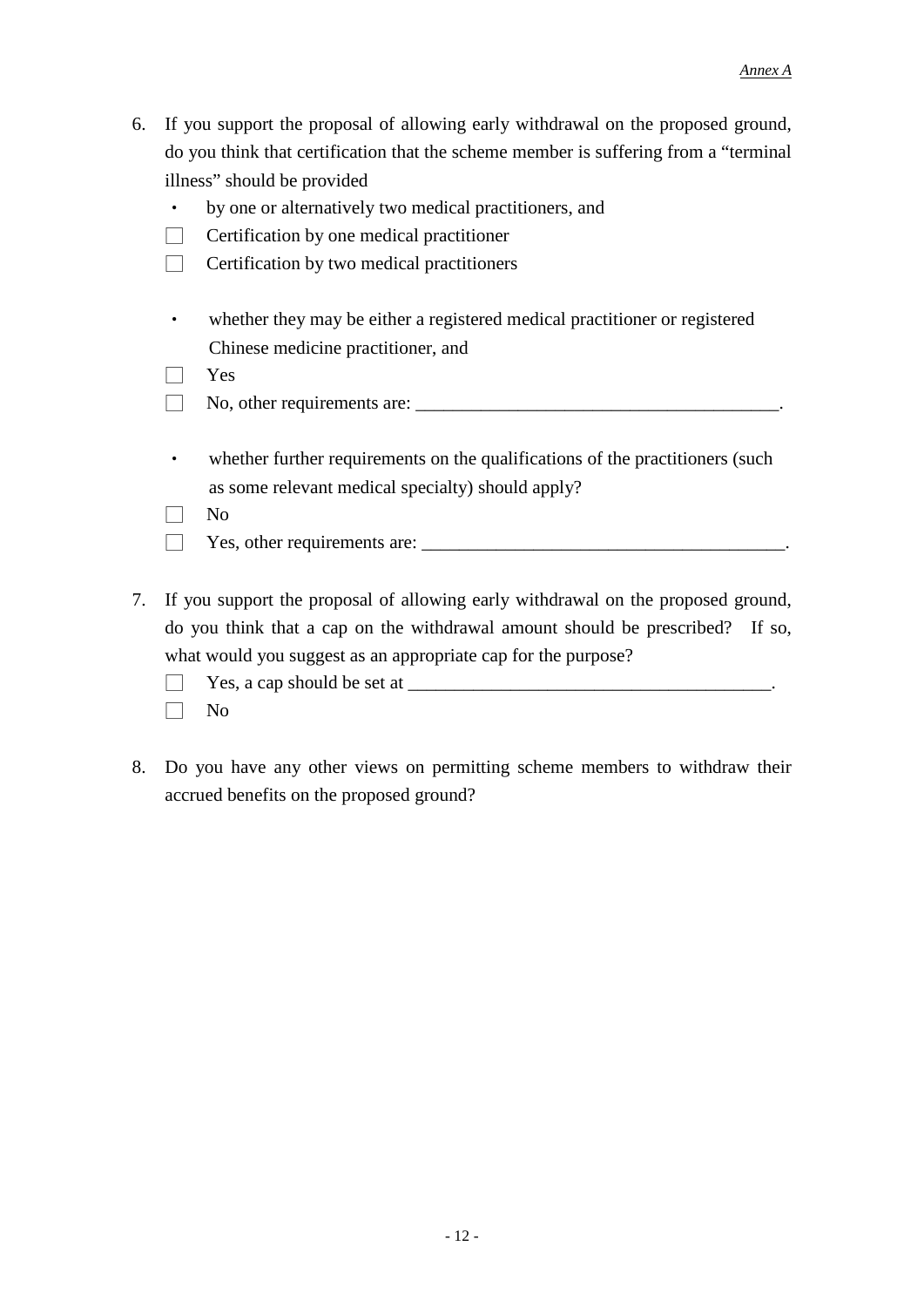6. If you support the proposal of allowing early withdrawal on the proposed ground, do you think that certification that the scheme member is suffering from a "terminal illness" should be provided

   - by one or alternatively two medical practitioners, and

   ☐ Certification by one medical practitioner

   ☐ Certification by two medical practitioners

   - whether they may be either a registered medical practitioner or registered Chinese medicine practitioner, and

   ☐ Yes

   ☐ No, other requirements are: ________________________________________.

   - whether further requirements on the qualifications of the practitioners (such as some relevant medical specialty) should apply?

   ☐ No

   ☐ Yes, other requirements are: ________________________________________.

7. If you support the proposal of allowing early withdrawal on the proposed ground, do you think that a cap on the withdrawal amount should be prescribed? If so, what would you suggest as an appropriate cap for the purpose?

   ☐ Yes, a cap should be set at ________________________________________.

   ☐ No

8. Do you have any other views on permitting scheme members to withdraw their accrued benefits on the proposed ground?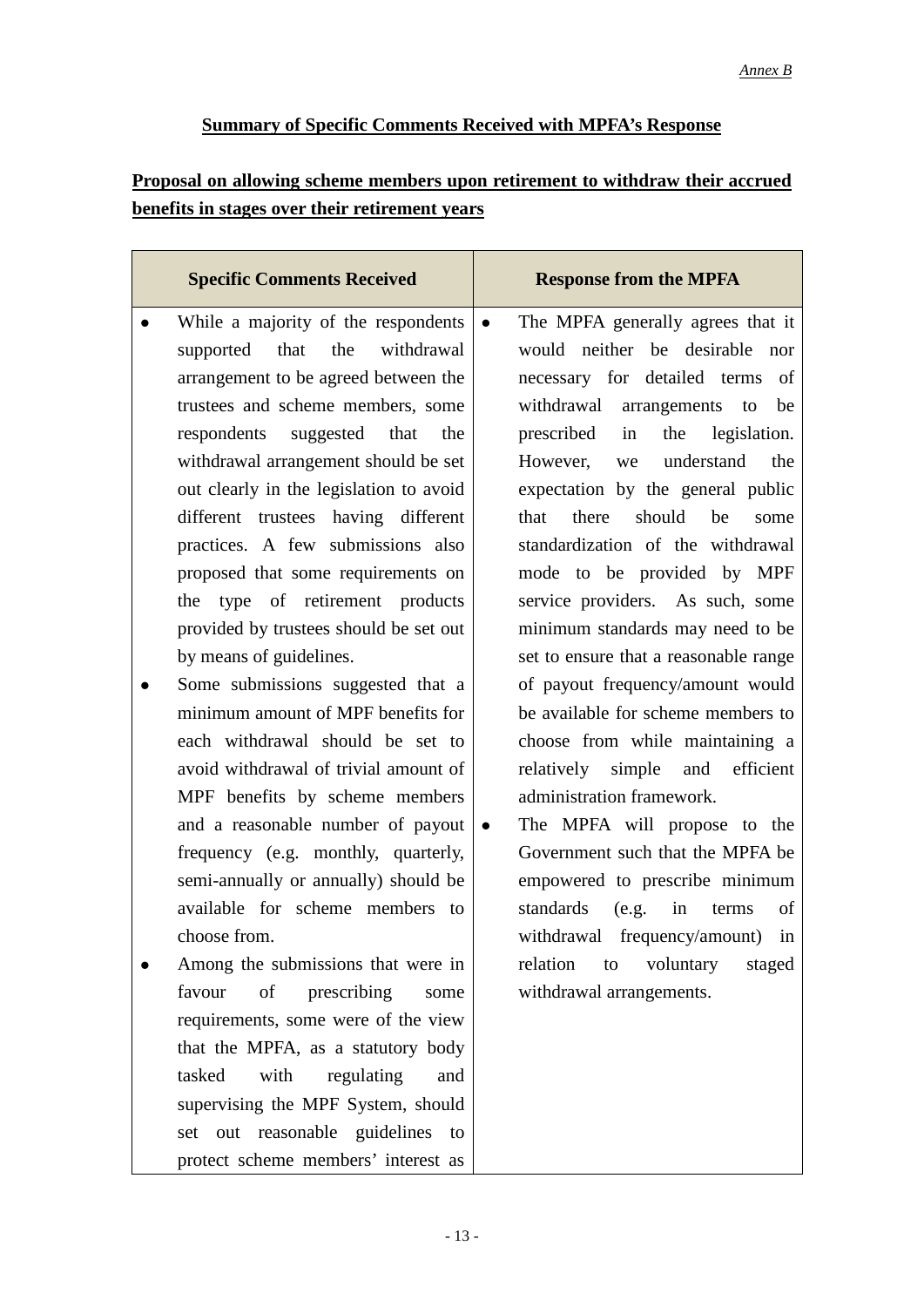*Annex B*

## Summary of Specific Comments Received with MPFA's Response

### Proposal on allowing scheme members upon retirement to withdraw their accrued benefits in stages over their retirement years

| Specific Comments Received | Response from the MPFA |
|---|---|
| • While a majority of the respondents supported that the withdrawal arrangement to be agreed between the trustees and scheme members, some respondents suggested that the withdrawal arrangement should be set out clearly in the legislation to avoid different trustees having different practices. A few submissions also proposed that some requirements on the type of retirement products provided by trustees should be set out by means of guidelines.<br>• Some submissions suggested that a minimum amount of MPF benefits for each withdrawal should be set to avoid withdrawal of trivial amount of MPF benefits by scheme members and a reasonable number of payout frequency (e.g. monthly, quarterly, semi-annually or annually) should be available for scheme members to choose from.<br>• Among the submissions that were in favour of prescribing some requirements, some were of the view that the MPFA, as a statutory body tasked with regulating and supervising the MPF System, should set out reasonable guidelines to protect scheme members' interest as | • The MPFA generally agrees that it would neither be desirable nor necessary for detailed terms of withdrawal arrangements to be prescribed in the legislation. However, we understand the expectation by the general public that there should be some standardization of the withdrawal mode to be provided by MPF service providers. As such, some minimum standards may need to be set to ensure that a reasonable range of payout frequency/amount would be available for scheme members to choose from while maintaining a relatively simple and efficient administration framework.<br>• The MPFA will propose to the Government such that the MPFA be empowered to prescribe minimum standards (e.g. in terms of withdrawal frequency/amount) in relation to voluntary staged withdrawal arrangements. |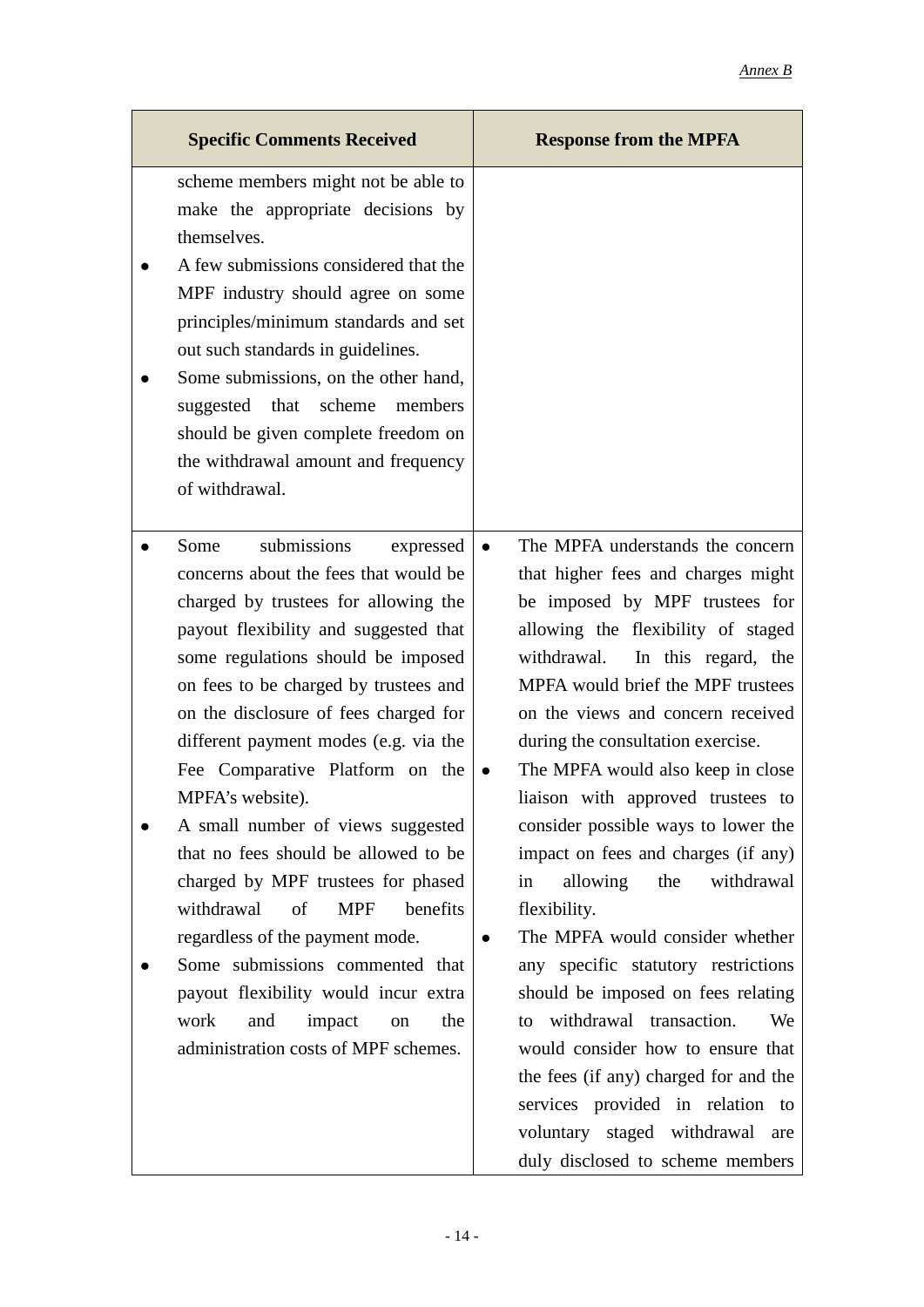*Annex B*

| Specific Comments Received | Response from the MPFA |
| --- | --- |
| scheme members might not be able to make the appropriate decisions by themselves.<br>● A few submissions considered that the MPF industry should agree on some principles/minimum standards and set out such standards in guidelines.<br>● Some submissions, on the other hand, suggested that scheme members should be given complete freedom on the withdrawal amount and frequency of withdrawal. | |
| ● Some submissions expressed concerns about the fees that would be charged by trustees for allowing the payout flexibility and suggested that some regulations should be imposed on fees to be charged by trustees and on the disclosure of fees charged for different payment modes (e.g. via the Fee Comparative Platform on the MPFA's website).<br>● A small number of views suggested that no fees should be allowed to be charged by MPF trustees for phased withdrawal of MPF benefits regardless of the payment mode.<br>● Some submissions commented that payout flexibility would incur extra work and impact on the administration costs of MPF schemes. | ● The MPFA understands the concern that higher fees and charges might be imposed by MPF trustees for allowing the flexibility of staged withdrawal. In this regard, the MPFA would brief the MPF trustees on the views and concern received during the consultation exercise.<br>● The MPFA would also keep in close liaison with approved trustees to consider possible ways to lower the impact on fees and charges (if any) in allowing the withdrawal flexibility.<br>● The MPFA would consider whether any specific statutory restrictions should be imposed on fees relating to withdrawal transaction. We would consider how to ensure that the fees (if any) charged for and the services provided in relation to voluntary staged withdrawal are duly disclosed to scheme members |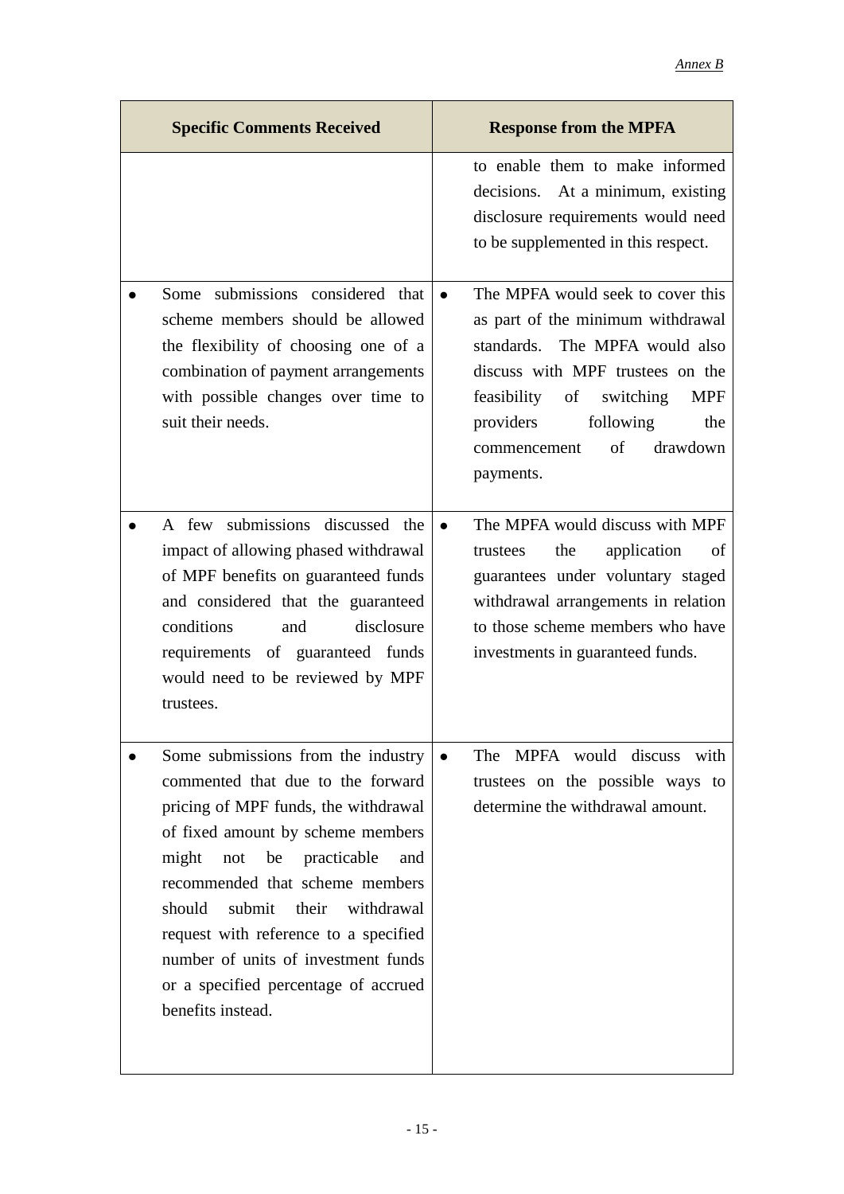*Annex B*

| Specific Comments Received | Response from the MPFA |
|---|---|
| | to enable them to make informed decisions. At a minimum, existing disclosure requirements would need to be supplemented in this respect. |
| • Some submissions considered that scheme members should be allowed the flexibility of choosing one of a combination of payment arrangements with possible changes over time to suit their needs. | • The MPFA would seek to cover this as part of the minimum withdrawal standards. The MPFA would also discuss with MPF trustees on the feasibility of switching MPF providers following the commencement of drawdown payments. |
| • A few submissions discussed the impact of allowing phased withdrawal of MPF benefits on guaranteed funds and considered that the guaranteed conditions and disclosure requirements of guaranteed funds would need to be reviewed by MPF trustees. | • The MPFA would discuss with MPF trustees the application of guarantees under voluntary staged withdrawal arrangements in relation to those scheme members who have investments in guaranteed funds. |
| • Some submissions from the industry commented that due to the forward pricing of MPF funds, the withdrawal of fixed amount by scheme members might not be practicable and recommended that scheme members should submit their withdrawal request with reference to a specified number of units of investment funds or a specified percentage of accrued benefits instead. | • The MPFA would discuss with trustees on the possible ways to determine the withdrawal amount. |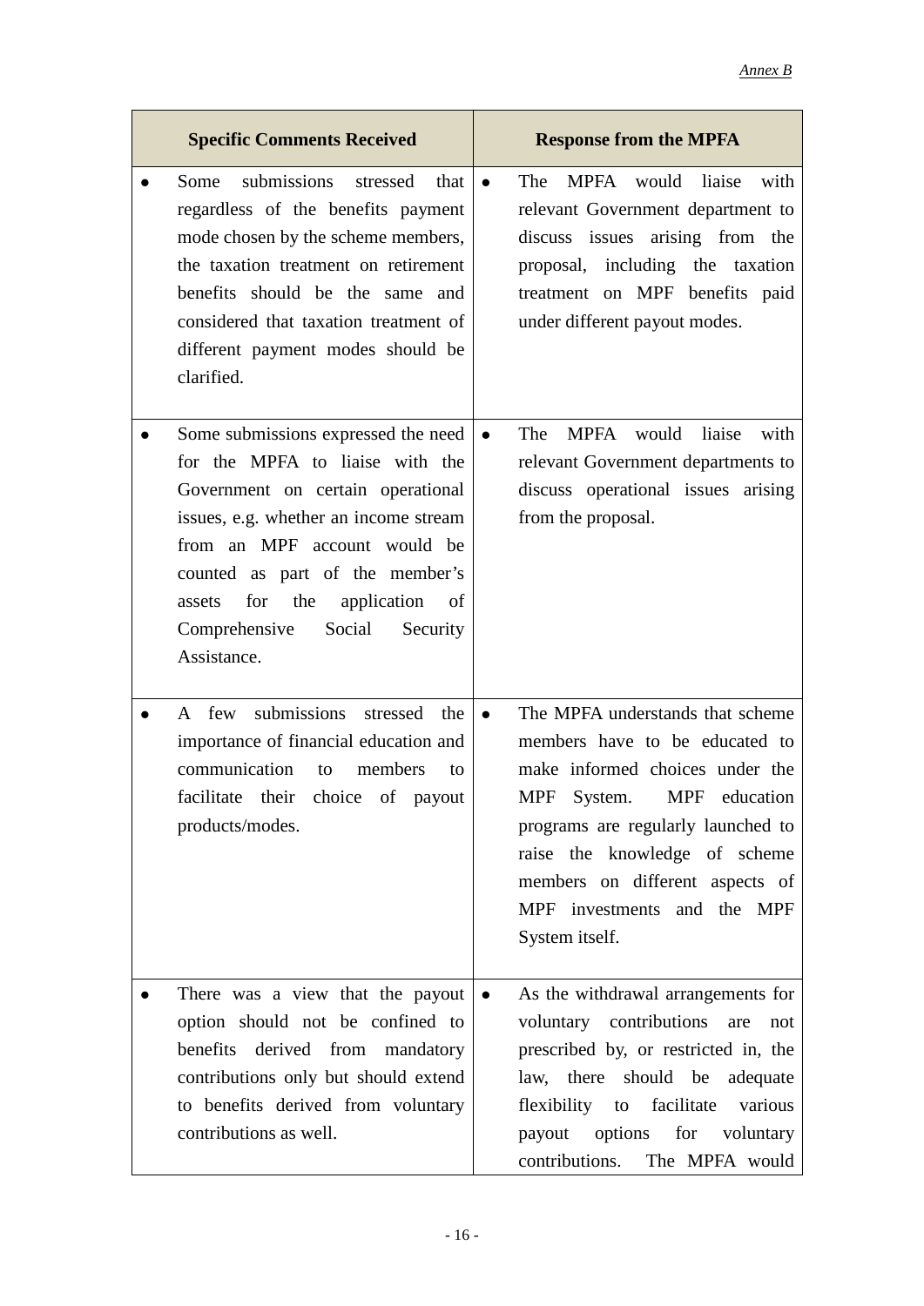*Annex B*

| Specific Comments Received | Response from the MPFA |
|---|---|
| • Some submissions stressed that regardless of the benefits payment mode chosen by the scheme members, the taxation treatment on retirement benefits should be the same and considered that taxation treatment of different payment modes should be clarified. | • The MPFA would liaise with relevant Government department to discuss issues arising from the proposal, including the taxation treatment on MPF benefits paid under different payout modes. |
| • Some submissions expressed the need for the MPFA to liaise with the Government on certain operational issues, e.g. whether an income stream from an MPF account would be counted as part of the member's assets for the application of Comprehensive Social Security Assistance. | • The MPFA would liaise with relevant Government departments to discuss operational issues arising from the proposal. |
| • A few submissions stressed the importance of financial education and communication to members to facilitate their choice of payout products/modes. | • The MPFA understands that scheme members have to be educated to make informed choices under the MPF System. MPF education programs are regularly launched to raise the knowledge of scheme members on different aspects of MPF investments and the MPF System itself. |
| • There was a view that the payout option should not be confined to benefits derived from mandatory contributions only but should extend to benefits derived from voluntary contributions as well. | • As the withdrawal arrangements for voluntary contributions are not prescribed by, or restricted in, the law, there should be adequate flexibility to facilitate various payout options for voluntary contributions. The MPFA would |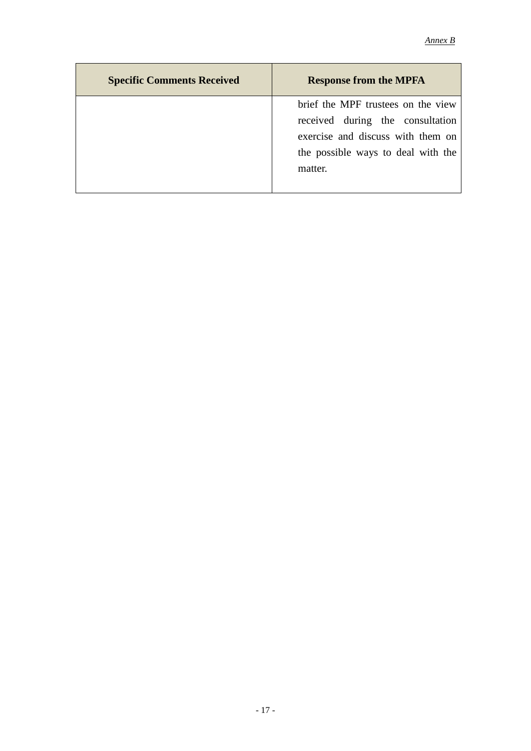*Annex B*

| Specific Comments Received | Response from the MPFA |
| --- | --- |
| | brief the MPF trustees on the view received during the consultation exercise and discuss with them on the possible ways to deal with the matter. |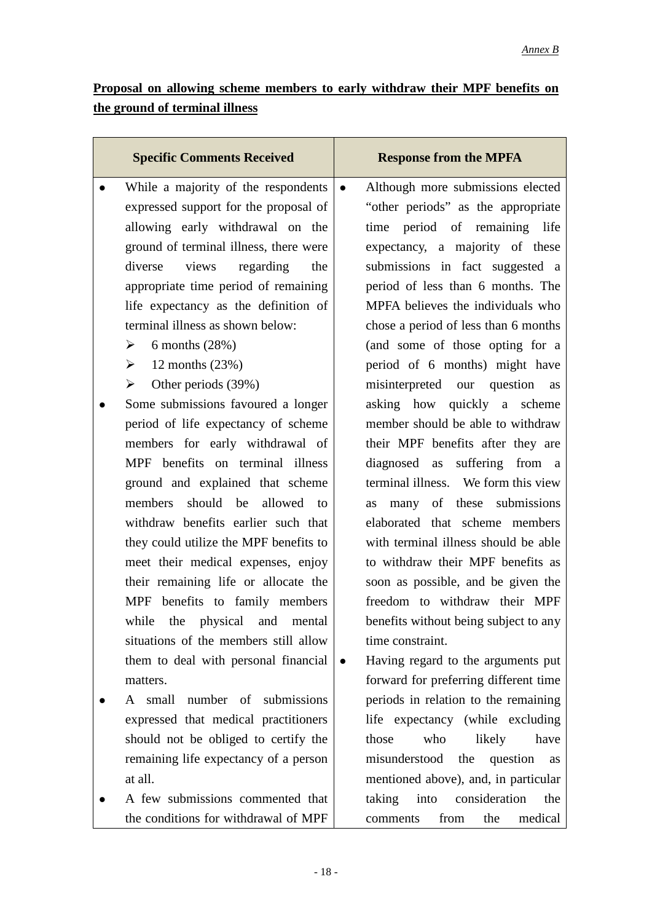*Annex B*

**Proposal on allowing scheme members to early withdraw their MPF benefits on the ground of terminal illness**

| Specific Comments Received | Response from the MPFA |
|---|---|
| • While a majority of the respondents expressed support for the proposal of allowing early withdrawal on the ground of terminal illness, there were diverse views regarding the appropriate time period of remaining life expectancy as the definition of terminal illness as shown below:<br>➢ 6 months (28%)<br>➢ 12 months (23%)<br>➢ Other periods (39%)<br>• Some submissions favoured a longer period of life expectancy of scheme members for early withdrawal of MPF benefits on terminal illness ground and explained that scheme members should be allowed to withdraw benefits earlier such that they could utilize the MPF benefits to meet their medical expenses, enjoy their remaining life or allocate the MPF benefits to family members while the physical and mental situations of the members still allow them to deal with personal financial matters.<br>• A small number of submissions expressed that medical practitioners should not be obliged to certify the remaining life expectancy of a person at all.<br>• A few submissions commented that the conditions for withdrawal of MPF | • Although more submissions elected "other periods" as the appropriate time period of remaining life expectancy, a majority of these submissions in fact suggested a period of less than 6 months. The MPFA believes the individuals who chose a period of less than 6 months (and some of those opting for a period of 6 months) might have misinterpreted our question as asking how quickly a scheme member should be able to withdraw their MPF benefits after they are diagnosed as suffering from a terminal illness. We form this view as many of these submissions elaborated that scheme members with terminal illness should be able to withdraw their MPF benefits as soon as possible, and be given the freedom to withdraw their MPF benefits without being subject to any time constraint.<br>• Having regard to the arguments put forward for preferring different time periods in relation to the remaining life expectancy (while excluding those who likely have misunderstood the question as mentioned above), and, in particular taking into consideration the comments from the medical |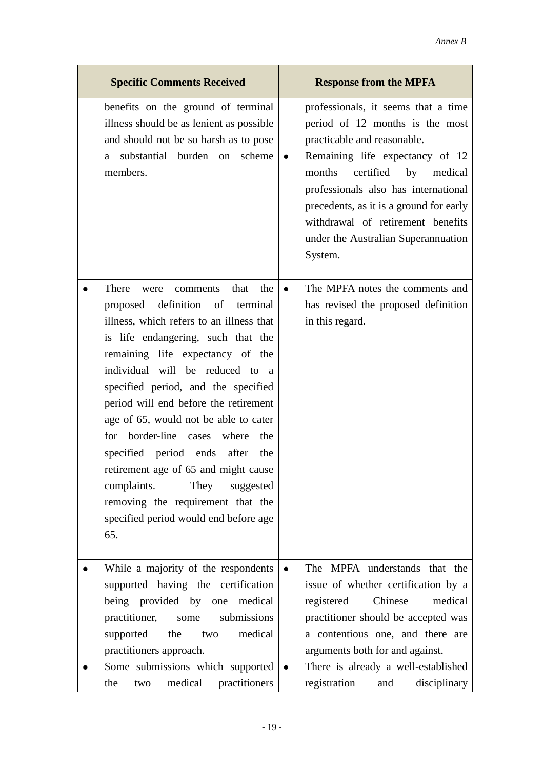*Annex B*

| Specific Comments Received | Response from the MPFA |
| --- | --- |
| benefits on the ground of terminal illness should be as lenient as possible and should not be so harsh as to pose a substantial burden on scheme members. | professionals, it seems that a time period of 12 months is the most practicable and reasonable.<br>● Remaining life expectancy of 12 months certified by medical professionals also has international precedents, as it is a ground for early withdrawal of retirement benefits under the Australian Superannuation System. |
| ● There were comments that the proposed definition of terminal illness, which refers to an illness that is life endangering, such that the remaining life expectancy of the individual will be reduced to a specified period, and the specified period will end before the retirement age of 65, would not be able to cater for border-line cases where the specified period ends after the retirement age of 65 and might cause complaints. They suggested removing the requirement that the specified period would end before age 65. | ● The MPFA notes the comments and has revised the proposed definition in this regard. |
| ● While a majority of the respondents supported having the certification being provided by one medical practitioner, some submissions supported the two medical practitioners approach.<br>● Some submissions which supported the two medical practitioners | ● The MPFA understands that the issue of whether certification by a registered Chinese medical practitioner should be accepted was a contentious one, and there are arguments both for and against.<br>● There is already a well-established registration and disciplinary |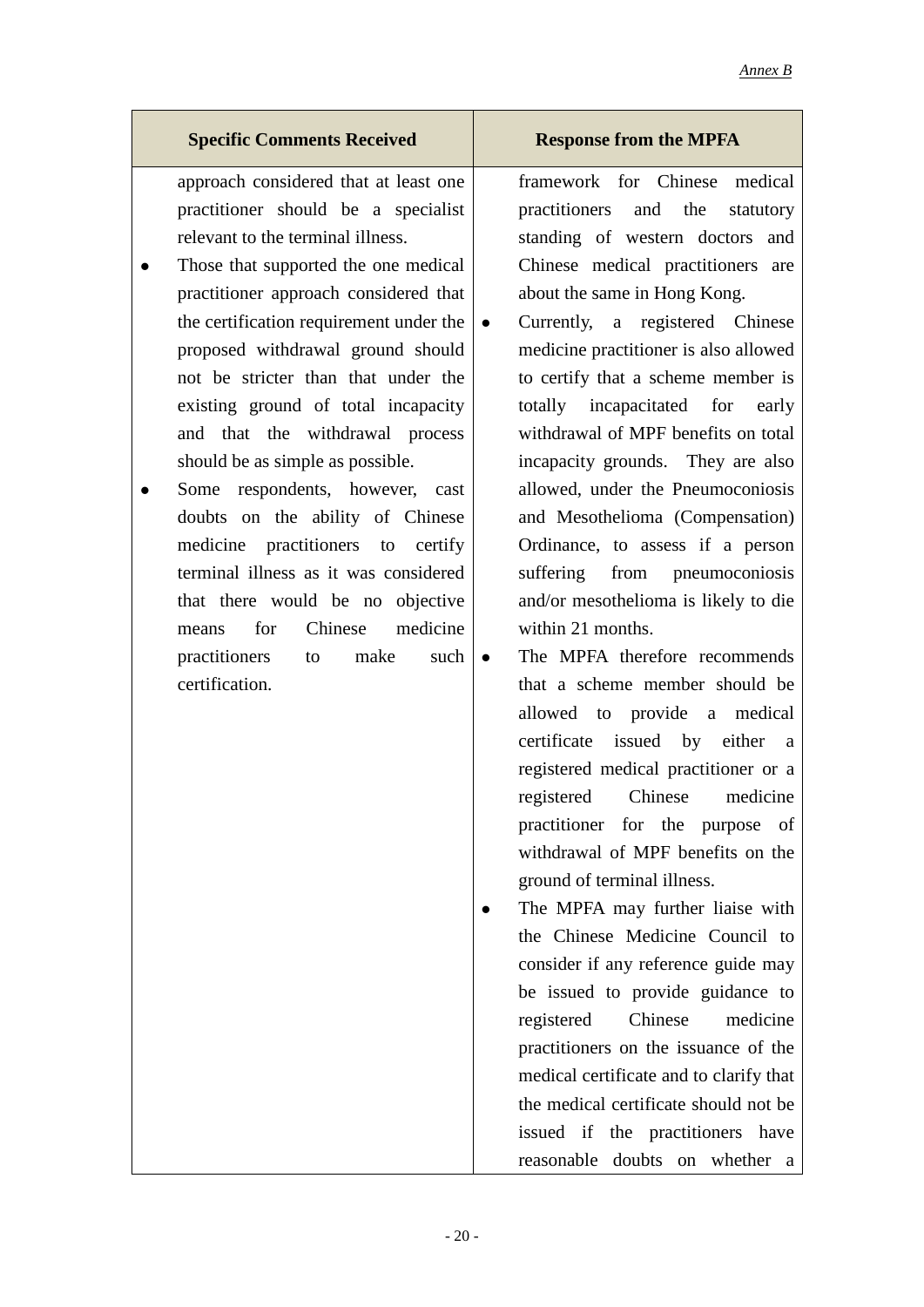*Annex B*

| Specific Comments Received | Response from the MPFA |
|---|---|
| approach considered that at least one practitioner should be a specialist relevant to the terminal illness.<br>● Those that supported the one medical practitioner approach considered that the certification requirement under the proposed withdrawal ground should not be stricter than that under the existing ground of total incapacity and that the withdrawal process should be as simple as possible.<br>● Some respondents, however, cast doubts on the ability of Chinese medicine practitioners to certify terminal illness as it was considered that there would be no objective means for Chinese medicine practitioners to make such certification. | framework for Chinese medical practitioners and the statutory standing of western doctors and Chinese medical practitioners are about the same in Hong Kong.<br>● Currently, a registered Chinese medicine practitioner is also allowed to certify that a scheme member is totally incapacitated for early withdrawal of MPF benefits on total incapacity grounds. They are also allowed, under the Pneumoconiosis and Mesothelioma (Compensation) Ordinance, to assess if a person suffering from pneumoconiosis and/or mesothelioma is likely to die within 21 months.<br>● The MPFA therefore recommends that a scheme member should be allowed to provide a medical certificate issued by either a registered medical practitioner or a registered Chinese medicine practitioner for the purpose of withdrawal of MPF benefits on the ground of terminal illness.<br>● The MPFA may further liaise with the Chinese Medicine Council to consider if any reference guide may be issued to provide guidance to registered Chinese medicine practitioners on the issuance of the medical certificate and to clarify that the medical certificate should not be issued if the practitioners have reasonable doubts on whether a |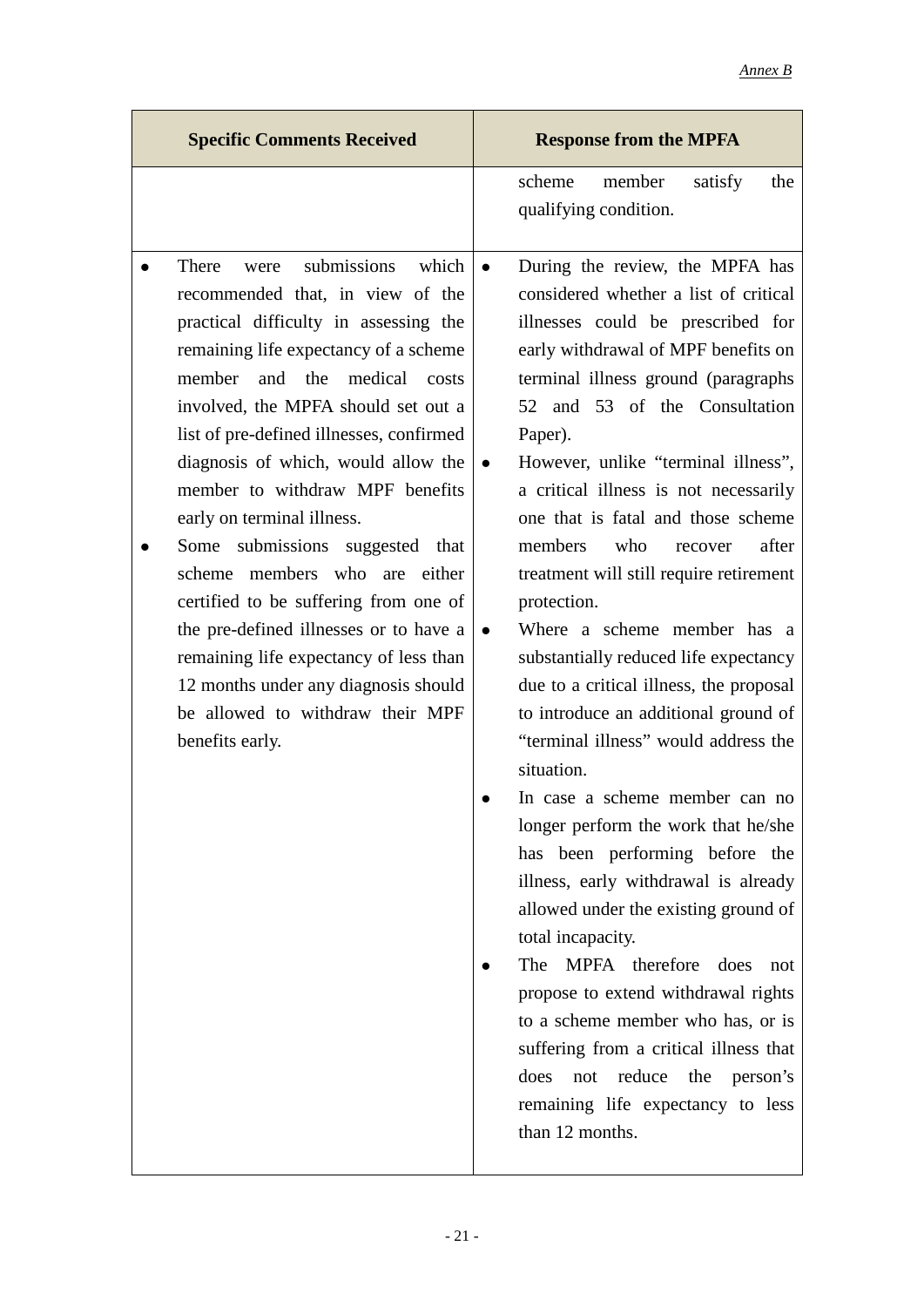| Specific Comments Received | Response from the MPFA |
| --- | --- |
| | scheme member satisfy the qualifying condition. |
| ● There were submissions which recommended that, in view of the practical difficulty in assessing the remaining life expectancy of a scheme member and the medical costs involved, the MPFA should set out a list of pre-defined illnesses, confirmed diagnosis of which, would allow the member to withdraw MPF benefits early on terminal illness.<br>● Some submissions suggested that scheme members who are either certified to be suffering from one of the pre-defined illnesses or to have a remaining life expectancy of less than 12 months under any diagnosis should be allowed to withdraw their MPF benefits early. | ● During the review, the MPFA has considered whether a list of critical illnesses could be prescribed for early withdrawal of MPF benefits on terminal illness ground (paragraphs 52 and 53 of the Consultation Paper).<br>● However, unlike "terminal illness", a critical illness is not necessarily one that is fatal and those scheme members who recover after treatment will still require retirement protection.<br>● Where a scheme member has a substantially reduced life expectancy due to a critical illness, the proposal to introduce an additional ground of "terminal illness" would address the situation.<br>● In case a scheme member can no longer perform the work that he/she has been performing before the illness, early withdrawal is already allowed under the existing ground of total incapacity.<br>● The MPFA therefore does not propose to extend withdrawal rights to a scheme member who has, or is suffering from a critical illness that does not reduce the person's remaining life expectancy to less than 12 months. |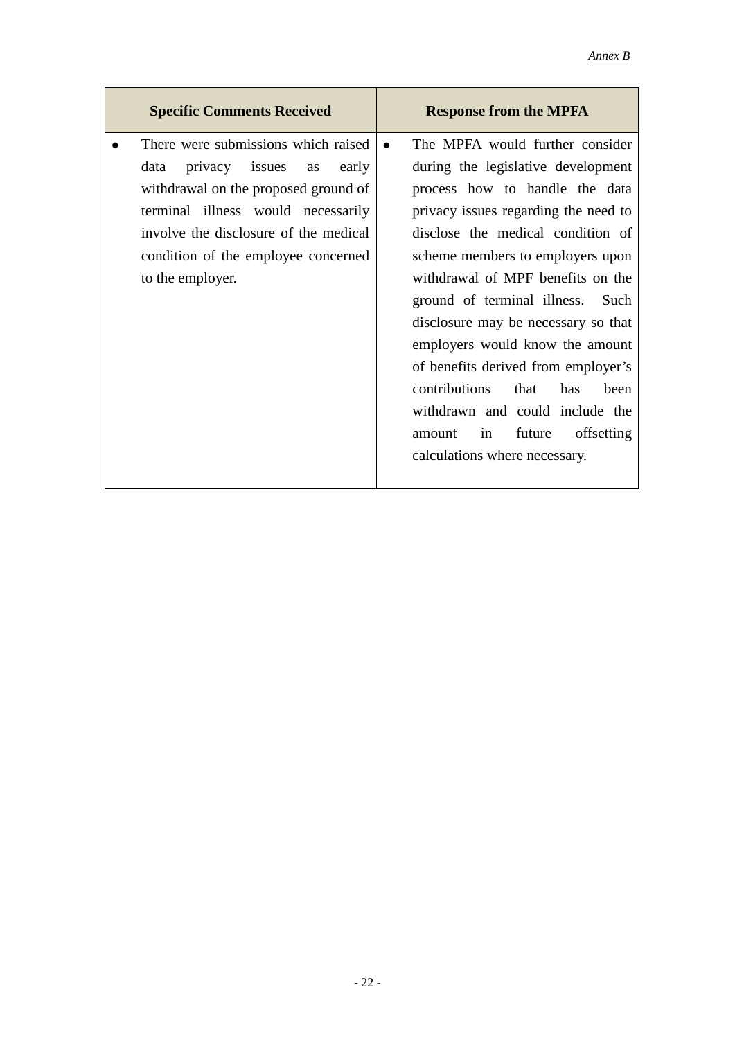| Specific Comments Received | Response from the MPFA |
|---|---|
| ● There were submissions which raised data privacy issues as early withdrawal on the proposed ground of terminal illness would necessarily involve the disclosure of the medical condition of the employee concerned to the employer. | ● The MPFA would further consider during the legislative development process how to handle the data privacy issues regarding the need to disclose the medical condition of scheme members to employers upon withdrawal of MPF benefits on the ground of terminal illness. Such disclosure may be necessary so that employers would know the amount of benefits derived from employer's contributions that has been withdrawn and could include the amount in future offsetting calculations where necessary. |